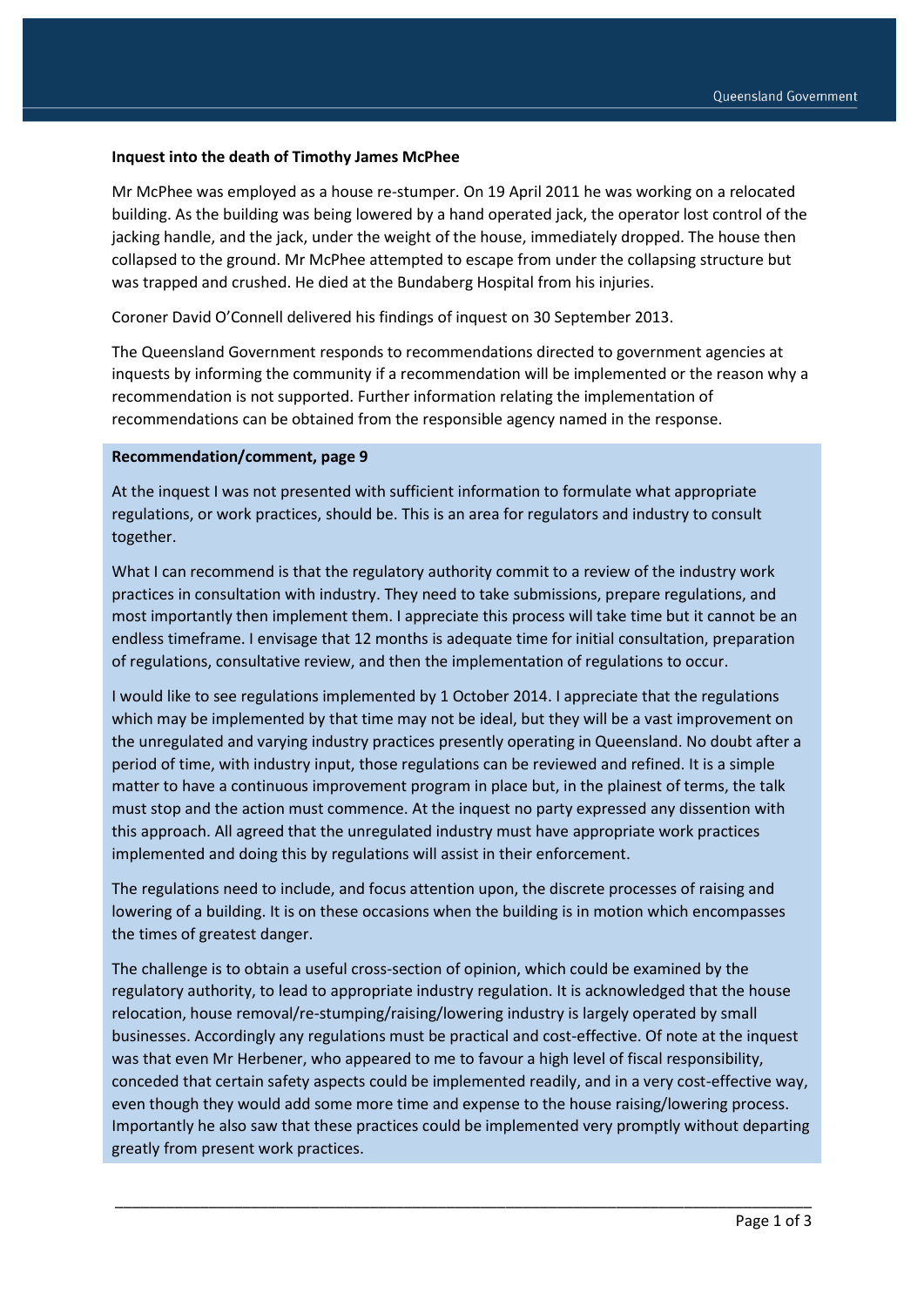**Inquest into the death of Timothy James McPhee**

Mr McPhee was employed as a house re-stumper. On 19 April 2011 he was working on a relocated building. As the building was being lowered by a hand operated jack, the operator lost control of the jacking handle, and the jack, under the weight of the house, immediately dropped. The house then collapsed to the ground. Mr McPhee attempted to escape from under the collapsing structure but was trapped and crushed. He died at the Bundaberg Hospital from his injuries.

Coroner David O'Connell delivered his findings of inquest on 30 September 2013.

The Queensland Government responds to recommendations directed to government agencies at inquests by informing the community if a recommendation will be implemented or the reason why a recommendation is not supported. Further information relating the implementation of recommendations can be obtained from the responsible agency named in the response.

**Recommendation/comment, page 9**

At the inquest I was not presented with sufficient information to formulate what appropriate regulations, or work practices, should be. This is an area for regulators and industry to consult together.

What I can recommend is that the regulatory authority commit to a review of the industry work practices in consultation with industry. They need to take submissions, prepare regulations, and most importantly then implement them. I appreciate this process will take time but it cannot be an endless timeframe. I envisage that 12 months is adequate time for initial consultation, preparation of regulations, consultative review, and then the implementation of regulations to occur.

I would like to see regulations implemented by 1 October 2014. I appreciate that the regulations which may be implemented by that time may not be ideal, but they will be a vast improvement on the unregulated and varying industry practices presently operating in Queensland. No doubt after a period of time, with industry input, those regulations can be reviewed and refined. It is a simple matter to have a continuous improvement program in place but, in the plainest of terms, the talk must stop and the action must commence. At the inquest no party expressed any dissention with this approach. All agreed that the unregulated industry must have appropriate work practices implemented and doing this by regulations will assist in their enforcement.

The regulations need to include, and focus attention upon, the discrete processes of raising and lowering of a building. It is on these occasions when the building is in motion which encompasses the times of greatest danger.

The challenge is to obtain a useful cross-section of opinion, which could be examined by the regulatory authority, to lead to appropriate industry regulation. It is acknowledged that the house relocation, house removal/re-stumping/raising/lowering industry is largely operated by small businesses. Accordingly any regulations must be practical and cost-effective. Of note at the inquest was that even Mr Herbener, who appeared to me to favour a high level of fiscal responsibility, conceded that certain safety aspects could be implemented readily, and in a very cost-effective way, even though they would add some more time and expense to the house raising/lowering process. Importantly he also saw that these practices could be implemented very promptly without departing greatly from present work practices.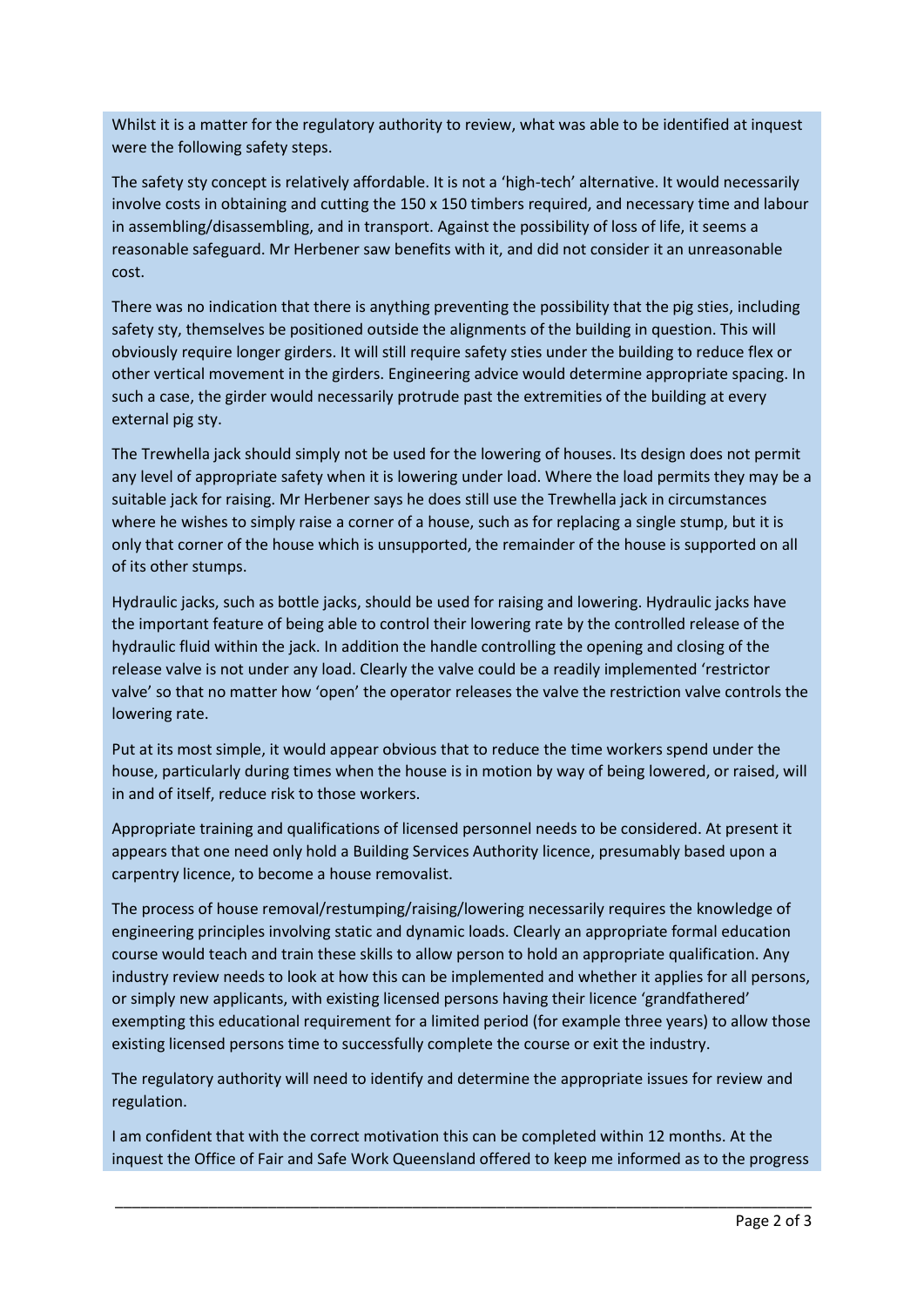Whilst it is a matter for the regulatory authority to review, what was able to be identified at inquest were the following safety steps.

The safety sty concept is relatively affordable. It is not a 'high-tech' alternative. It would necessarily involve costs in obtaining and cutting the 150 x 150 timbers required, and necessary time and labour in assembling/disassembling, and in transport. Against the possibility of loss of life, it seems a reasonable safeguard. Mr Herbener saw benefits with it, and did not consider it an unreasonable cost.

There was no indication that there is anything preventing the possibility that the pig sties, including safety sty, themselves be positioned outside the alignments of the building in question. This will obviously require longer girders. It will still require safety sties under the building to reduce flex or other vertical movement in the girders. Engineering advice would determine appropriate spacing. In such a case, the girder would necessarily protrude past the extremities of the building at every external pig sty.

The Trewhella jack should simply not be used for the lowering of houses. Its design does not permit any level of appropriate safety when it is lowering under load. Where the load permits they may be a suitable jack for raising. Mr Herbener says he does still use the Trewhella jack in circumstances where he wishes to simply raise a corner of a house, such as for replacing a single stump, but it is only that corner of the house which is unsupported, the remainder of the house is supported on all of its other stumps.

Hydraulic jacks, such as bottle jacks, should be used for raising and lowering. Hydraulic jacks have the important feature of being able to control their lowering rate by the controlled release of the hydraulic fluid within the jack. In addition the handle controlling the opening and closing of the release valve is not under any load. Clearly the valve could be a readily implemented 'restrictor valve' so that no matter how 'open' the operator releases the valve the restriction valve controls the lowering rate.

Put at its most simple, it would appear obvious that to reduce the time workers spend under the house, particularly during times when the house is in motion by way of being lowered, or raised, will in and of itself, reduce risk to those workers.

Appropriate training and qualifications of licensed personnel needs to be considered. At present it appears that one need only hold a Building Services Authority licence, presumably based upon a carpentry licence, to become a house removalist.

The process of house removal/restumping/raising/lowering necessarily requires the knowledge of engineering principles involving static and dynamic loads. Clearly an appropriate formal education course would teach and train these skills to allow person to hold an appropriate qualification. Any industry review needs to look at how this can be implemented and whether it applies for all persons, or simply new applicants, with existing licensed persons having their licence 'grandfathered' exempting this educational requirement for a limited period (for example three years) to allow those existing licensed persons time to successfully complete the course or exit the industry.

The regulatory authority will need to identify and determine the appropriate issues for review and regulation.

I am confident that with the correct motivation this can be completed within 12 months. At the inquest the Office of Fair and Safe Work Queensland offered to keep me informed as to the progress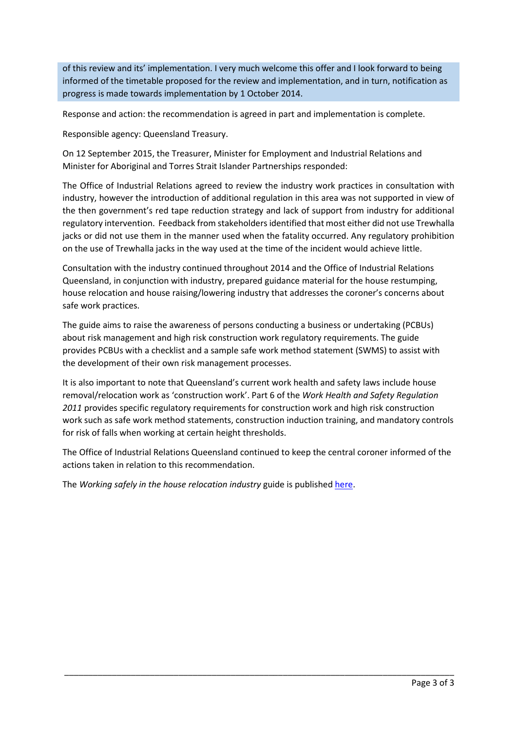of this review and its' implementation. I very much welcome this offer and I look forward to being informed of the timetable proposed for the review and implementation, and in turn, notification as progress is made towards implementation by 1 October 2014.

Response and action: the recommendation is agreed in part and implementation is complete.

Responsible agency: Queensland Treasury.

On 12 September 2015, the Treasurer, Minister for Employment and Industrial Relations and Minister for Aboriginal and Torres Strait Islander Partnerships responded:

The Office of Industrial Relations agreed to review the industry work practices in consultation with industry, however the introduction of additional regulation in this area was not supported in view of the then government's red tape reduction strategy and lack of support from industry for additional regulatory intervention. Feedback from stakeholders identified that most either did not use Trewhalla jacks or did not use them in the manner used when the fatality occurred. Any regulatory prohibition on the use of Trewhalla jacks in the way used at the time of the incident would achieve little.

Consultation with the industry continued throughout 2014 and the Office of Industrial Relations Queensland, in conjunction with industry, prepared guidance material for the house restumping, house relocation and house raising/lowering industry that addresses the coroner's concerns about safe work practices.

The guide aims to raise the awareness of persons conducting a business or undertaking (PCBUs) about risk management and high risk construction work regulatory requirements. The guide provides PCBUs with a checklist and a sample safe work method statement (SWMS) to assist with the development of their own risk management processes.

It is also important to note that Queensland's current work health and safety laws include house removal/relocation work as 'construction work'. Part 6 of the *Work Health and Safety Regulation 2011* provides specific regulatory requirements for construction work and high risk construction work such as safe work method statements, construction induction training, and mandatory controls for risk of falls when working at certain height thresholds.

The Office of Industrial Relations Queensland continued to keep the central coroner informed of the actions taken in relation to this recommendation.

The *Working safely in the house relocation industry* guide is published here.